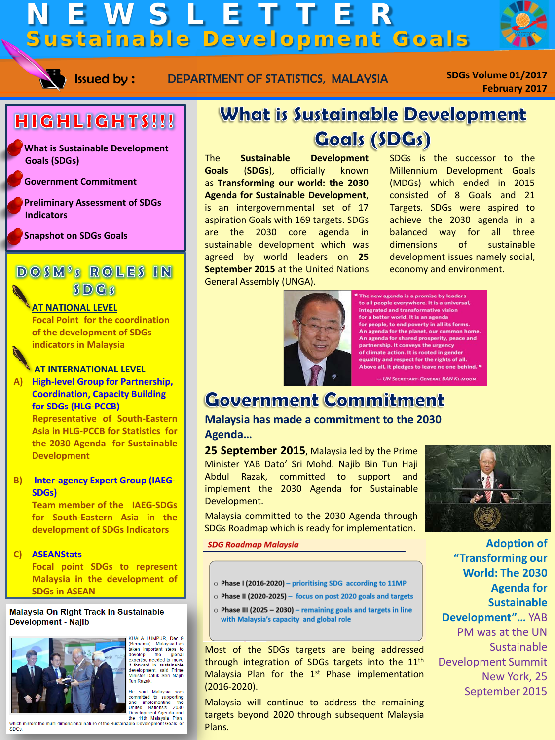# NEWSLETTER
## Sustainable Development Goals

Issued by : DEPARTMENT OF STATISTICS, MALAYSIA

SDGs Volume 01/2017
February 2017

## HIGHLIGHTS!!!

- What is Sustainable Development Goals (SDGs)
- Government Commitment
- Preliminary Assessment of SDGs Indicators
- Snapshot on SDGs Goals

## DOSM's ROLES IN SDGs

**AT NATIONAL LEVEL**

Focal Point for the coordination of the development of SDGs indicators in Malaysia

**AT INTERNATIONAL LEVEL**

A) **High-level Group for Partnership, Coordination, Capacity Building for SDGs (HLG-PCCB)**
Representative of South-Eastern Asia in HLG-PCCB for Statistics for the 2030 Agenda for Sustainable Development

B) **Inter-agency Expert Group (IAEG-SDGs)**
Team member of the IAEG-SDGs for South-Eastern Asia in the development of SDGs Indicators

C) **ASEANStats**
Focal point SDGs to represent Malaysia in the development of SDGs in ASEAN

**Malaysia On Right Track In Sustainable Development - Najib**

KUALA LUMPUR, Dec 9 (Bernama) -- Malaysia has taken important steps to develop the global expertise needed to move it forward in sustainable development, said Prime Minister Datuk Seri Najib Tun Razak.

He said Malaysia was committed to supporting and implementing the United Nations' 2030 Development Agenda and the 11th Malaysia Plan, which mirrors the multi-dimensional nature of the Sustainable Development Goals, or SDGs.

# What is Sustainable Development Goals (SDGs)

The **Sustainable Development Goals (SDGs)**, officially known as **Transforming our world: the 2030 Agenda for Sustainable Development**, is an intergovernmental set of 17 aspiration Goals with 169 targets. SDGs are the 2030 core agenda in sustainable development which was agreed by world leaders on **25 September 2015** at the United Nations General Assembly (UNGA).

SDGs is the successor to the Millennium Development Goals (MDGs) which ended in 2015 consisted of 8 Goals and 21 Targets. SDGs were aspired to achieve the 2030 agenda in a balanced way for all three dimensions of sustainable development issues namely social, economy and environment.

"The new agenda is a promise by leaders to all people everywhere. It is a universal, integrated and transformative vision for a better world. It is an agenda for people, to end poverty in all its forms. An agenda for the planet, our common home. An agenda for shared prosperity, peace and partnership. It conveys the urgency of climate action. It is rooted in gender equality and respect for the rights of all. Above all, it pledges to leave no one behind."

— UN Secretary-General Ban Ki-moon

# Government Commitment

### Malaysia has made a commitment to the 2030 Agenda…

**25 September 2015**, Malaysia led by the Prime Minister YAB Dato' Sri Mohd. Najib Bin Tun Haji Abdul Razak, committed to support and implement the 2030 Agenda for Sustainable Development.

Malaysia committed to the 2030 Agenda through SDGs Roadmap which is ready for implementation.

**Adoption of "Transforming our World: The 2030 Agenda for Sustainable Development"…** YAB PM was at the UN Sustainable Development Summit New York, 25 September 2015

*SDG Roadmap Malaysia*

- Phase I (2016-2020) – prioritising SDG according to 11MP
- Phase II (2020-2025) – focus on post 2020 goals and targets
- Phase III (2025 – 2030) – remaining goals and targets in line with Malaysia's capacity and global role

Most of the SDGs targets are being addressed through integration of SDGs targets into the 11th Malaysia Plan for the 1st Phase implementation (2016-2020).

Malaysia will continue to address the remaining targets beyond 2020 through subsequent Malaysia Plans.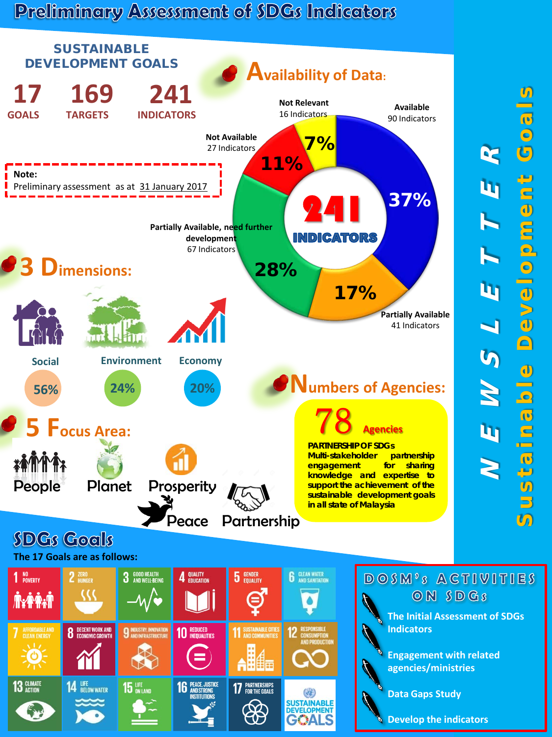# Preliminary Assessment of SDGs Indicators

## SUSTAINABLE DEVELOPMENT GOALS

17 GOALS | 169 TARGETS | 241 INDICATORS

**Note:**
Preliminary assessment as at 31 January 2017

## Availability of Data:

241 INDICATORS

Available
90 Indicators
37%

Partially Available
41 Indicators
17%

Partially Available, need further development
67 Indicators
28%

Not Available
27 Indicators
11%

Not Relevant
16 Indicators
7%

## 3 Dimensions:

Social 56%

Environment 24%

Economy 20%

## Numbers of Agencies:

**78 Agencies**

**PARTNERSHIP OF SDGs**
**Multi-stakeholder partnership engagement for sharing knowledge and expertise to support the achievement of the sustainable development goals in all state of Malaysia**

## 5 Focus Area:

People

Planet

Prosperity

Peace

Partnership

## SDGs Goals

**The 17 Goals are as follows:**

1. NO POVERTY
2. ZERO HUNGER
3. GOOD HEALTH AND WELL-BEING
4. QUALITY EDUCATION
5. GENDER EQUALITY
6. CLEAN WATER AND SANITATION
7. AFFORDABLE AND CLEAN ENERGY
8. DECENT WORK AND ECONOMIC GROWTH
9. INDUSTRY, INNOVATION AND INFRASTRUCTURE
10. REDUCED INEQUALITIES
11. SUSTAINABLE CITIES AND COMMUNITIES
12. RESPONSIBLE CONSUMPTION AND PRODUCTION
13. CLIMATE ACTION
14. LIFE BELOW WATER
15. LIFE ON LAND
16. PEACE, JUSTICE AND STRONG INSTITUTIONS
17. PARTNERSHIPS FOR THE GOALS

SUSTAINABLE DEVELOPMENT GOALS

## DOSM's ACTIVITIES ON SDGs

- The Initial Assessment of SDGs Indicators
- Engagement with related agencies/ministries
- Data Gaps Study
- Develop the indicators

NEWSLETTER Sustainable Development Goals